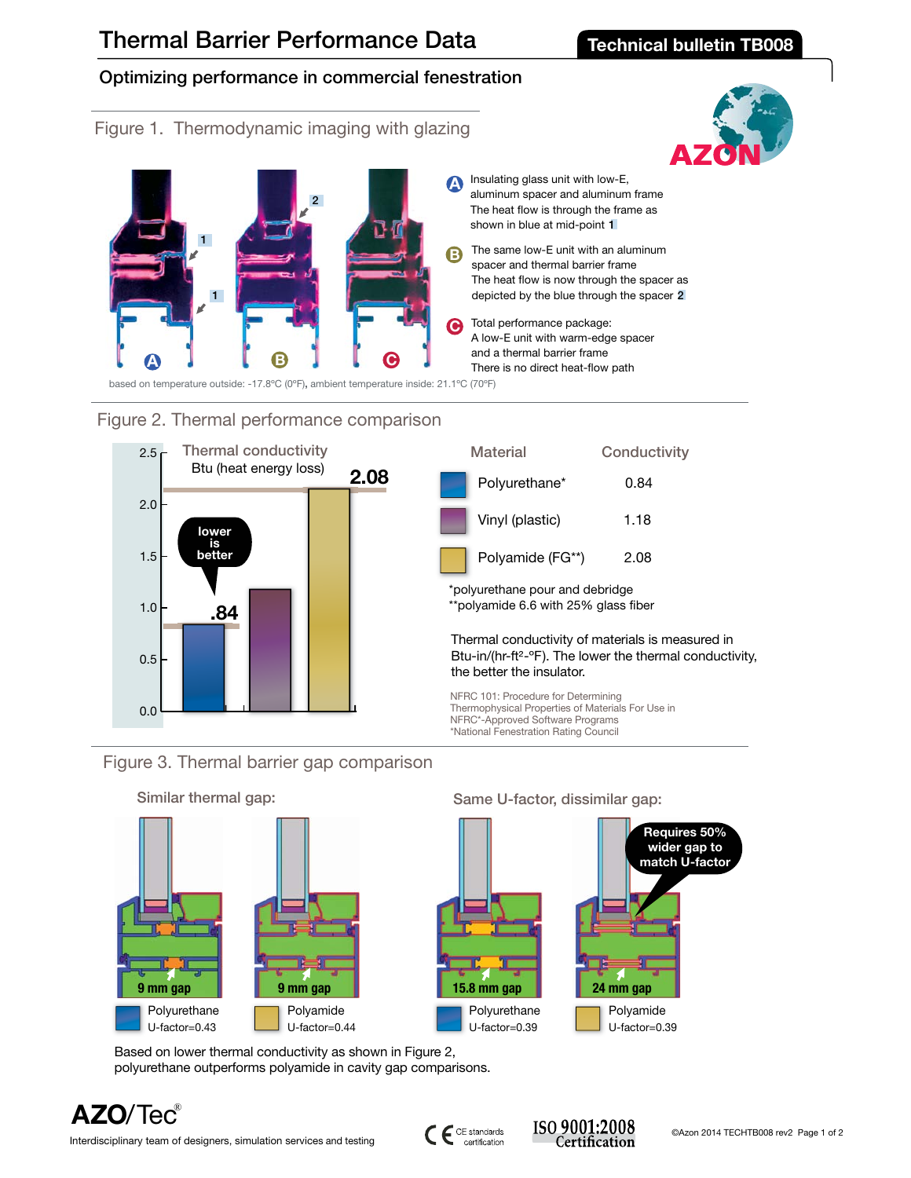# Thermal Barrier Performance Data

**Technical bulletin TB008**

## Optimizing performance in commercial fenestration

AZON

### Figure 1. Thermodynamic imaging with glazing

1
2
1
A
B
C

**A** Insulating glass unit with low-E, aluminum spacer and aluminum frame
The heat flow is through the frame as shown in blue at mid-point **1**

**B** The same low-E unit with an aluminum spacer and thermal barrier frame
The heat flow is now through the spacer as depicted by the blue through the spacer **2**

**C** Total performance package:
A low-E unit with warm-edge spacer and a thermal barrier frame
There is no direct heat-flow path

based on temperature outside: -17.8°C (0°F), ambient temperature inside: 21.1°C (70°F)

### Figure 2. Thermal performance comparison

Thermal conductivity
Btu (heat energy loss)
2.5
2.0
1.5
1.0
0.5
0.0
lower is better
.84
2.08

| Material | Conductivity |
|---|---|
| Polyurethane* | 0.84 |
| Vinyl (plastic) | 1.18 |
| Polyamide (FG**) | 2.08 |

*polyurethane pour and debridge
**polyamide 6.6 with 25% glass fiber

Thermal conductivity of materials is measured in Btu-in/(hr-ft²-°F). The lower the thermal conductivity, the better the insulator.

NFRC 101: Procedure for Determining Thermophysical Properties of Materials For Use in NFRC*-Approved Software Programs
*National Fenestration Rating Council

### Figure 3. Thermal barrier gap comparison

**Similar thermal gap:**

9 mm gap
Polyurethane
U-factor=0.43

9 mm gap
Polyamide
U-factor=0.44

**Same U-factor, dissimilar gap:**

15.8 mm gap
Polyurethane
U-factor=0.39

Requires 50% wider gap to match U-factor
24 mm gap
Polyamide
U-factor=0.39

Based on lower thermal conductivity as shown in Figure 2, polyurethane outperforms polyamide in cavity gap comparisons.

AZO/Tec®
Interdisciplinary team of designers, simulation services and testing

CE standards certification

ISO 9001:2008 Certification

©Azon 2014 TECHTB008 rev2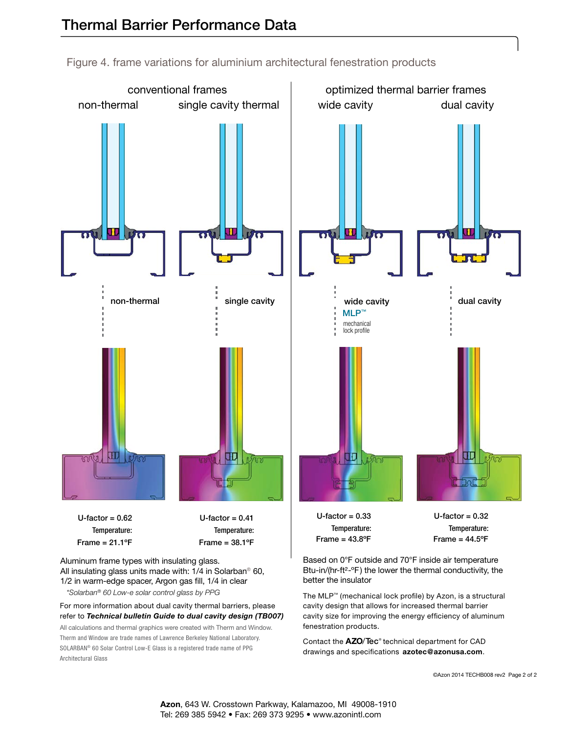# Thermal Barrier Performance Data

Figure 4. frame variations for aluminium architectural fenestration products

conventional frames

non-thermal

single cavity thermal

optimized thermal barrier frames

wide cavity

dual cavity

non-thermal

single cavity

wide cavity

MLP™

mechanical lock profile

dual cavity

U-factor = 0.62
Temperature:
Frame = 21.1ºF

U-factor = 0.41
Temperature:
Frame = 38.1ºF

U-factor = 0.33
Temperature:
Frame = 43.8ºF

U-factor = 0.32
Temperature:
Frame = 44.5ºF

Aluminum frame types with insulating glass.
All insulating glass units made with: 1/4 in Solarban® 60, 1/2 in warm-edge spacer, Argon gas fill, 1/4 in clear

*\*Solarban® 60 Low-e solar control glass by PPG*

For more information about dual cavity thermal barriers, please refer to ***Technical bulletin Guide to dual cavity design (TB007)***

All calculations and thermal graphics were created with Therm and Window. Therm and Window are trade names of Lawrence Berkeley National Laboratory. SOLARBAN® 60 Solar Control Low-E Glass is a registered trade name of PPG Architectural Glass

Based on 0°F outside and 70°F inside air temperature Btu-in/(hr-ft²-ºF) the lower the thermal conductivity, the better the insulator

The MLP™ (mechanical lock profile) by Azon, is a structural cavity design that allows for increased thermal barrier cavity size for improving the energy efficiency of aluminum fenestration products.

Contact the **AZO/Tec**® technical department for CAD drawings and specifications **azotec@azonusa.com**.

©Azon 2014 TECHB008 rev2

**Azon**, 643 W. Crosstown Parkway, Kalamazoo, MI 49008-1910
Tel: 269 385 5942 • Fax: 269 373 9295 • www.azonintl.com